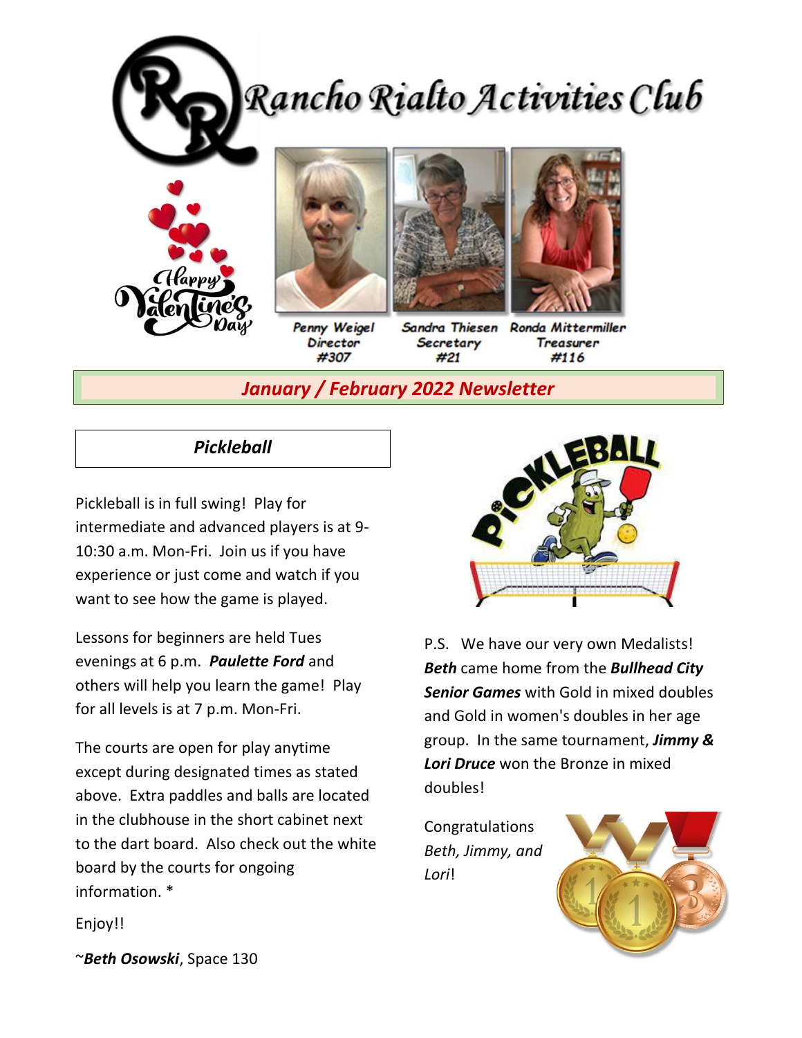# Rancho Rialto Activities Club

Happy Valentine's Day

Penny Weigel
Director
#307

Sandra Thiesen
Secretary
#21

Ronda Mittermiller
Treasurer
#116

## January / February 2022 Newsletter

### Pickleball

Pickleball is in full swing! Play for intermediate and advanced players is at 9-10:30 a.m. Mon-Fri. Join us if you have experience or just come and watch if you want to see how the game is played.

Lessons for beginners are held Tues evenings at 6 p.m. ***Paulette Ford*** and others will help you learn the game! Play for all levels is at 7 p.m. Mon-Fri.

The courts are open for play anytime except during designated times as stated above. Extra paddles and balls are located in the clubhouse in the short cabinet next to the dart board. Also check out the white board by the courts for ongoing information. *

Enjoy!!

~***Beth Osowski***, Space 130

P.S. We have our very own Medalists! ***Beth*** came home from the ***Bullhead City Senior Games*** with Gold in mixed doubles and Gold in women's doubles in her age group. In the same tournament, ***Jimmy & Lori Druce*** won the Bronze in mixed doubles!

Congratulations *Beth, Jimmy, and Lori*!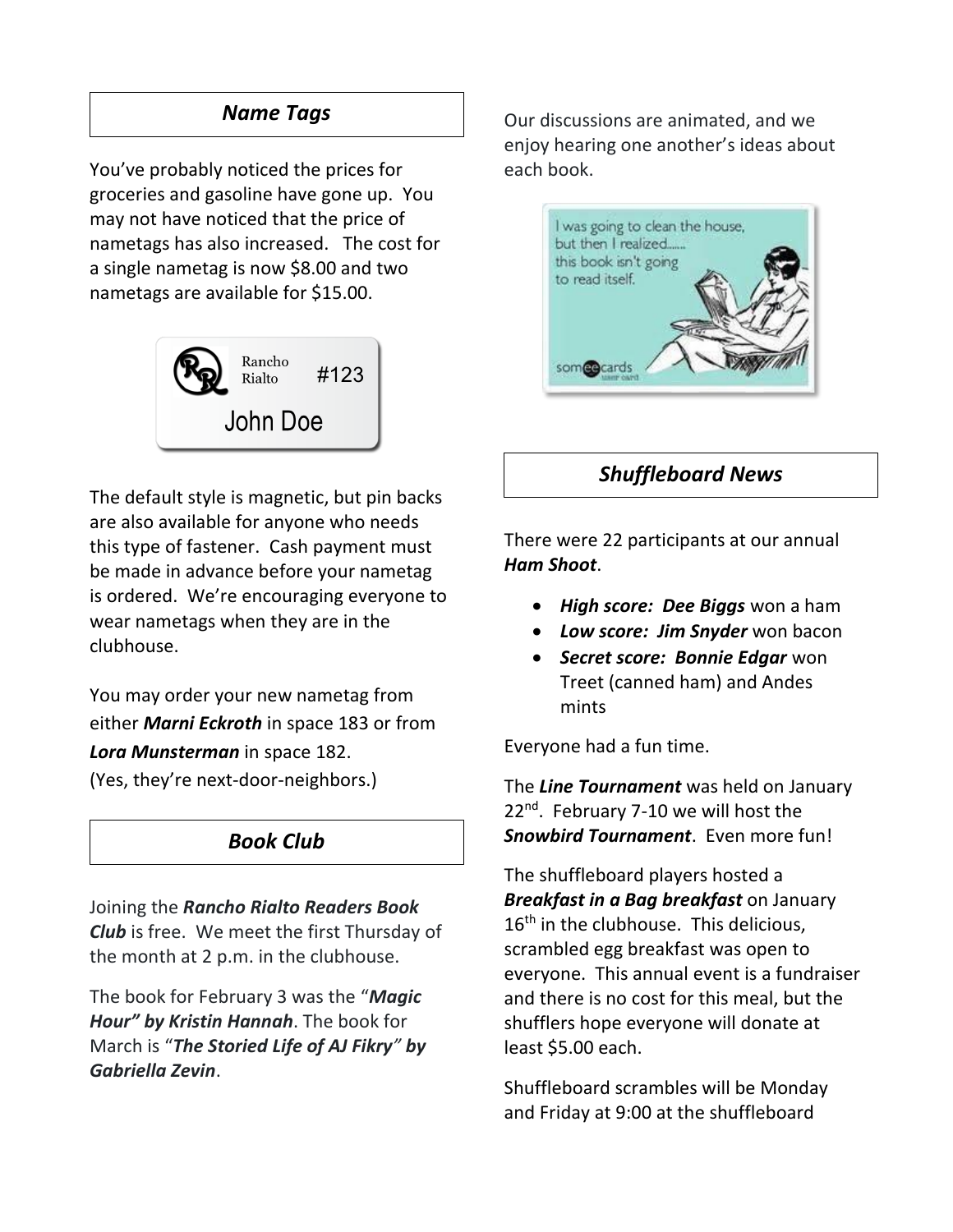## *Name Tags*

You've probably noticed the prices for groceries and gasoline have gone up. You may not have noticed that the price of nametags has also increased. The cost for a single nametag is now $8.00 and two nametags are available for $15.00.

The default style is magnetic, but pin backs are also available for anyone who needs this type of fastener. Cash payment must be made in advance before your nametag is ordered. We're encouraging everyone to wear nametags when they are in the clubhouse.

You may order your new nametag from either ***Marni Eckroth*** in space 183 or from ***Lora Munsterman*** in space 182.
(Yes, they're next-door-neighbors.)

## *Book Club*

Joining the ***Rancho Rialto Readers Book Club*** is free. We meet the first Thursday of the month at 2 p.m. in the clubhouse.

The book for February 3 was the "***Magic Hour" by Kristin Hannah***. The book for March is "***The Storied Life of AJ Fikry" by Gabriella Zevin***.

Our discussions are animated, and we enjoy hearing one another's ideas about each book.

## *Shuffleboard News*

There were 22 participants at our annual ***Ham Shoot***.

- ***High score: Dee Biggs*** won a ham
- ***Low score: Jim Snyder*** won bacon
- ***Secret score: Bonnie Edgar*** won Treet (canned ham) and Andes mints

Everyone had a fun time.

The ***Line Tournament*** was held on January 22nd. February 7-10 we will host the ***Snowbird Tournament***. Even more fun!

The shuffleboard players hosted a ***Breakfast in a Bag breakfast*** on January 16th in the clubhouse. This delicious, scrambled egg breakfast was open to everyone. This annual event is a fundraiser and there is no cost for this meal, but the shufflers hope everyone will donate at least $5.00 each.

Shuffleboard scrambles will be Monday and Friday at 9:00 at the shuffleboard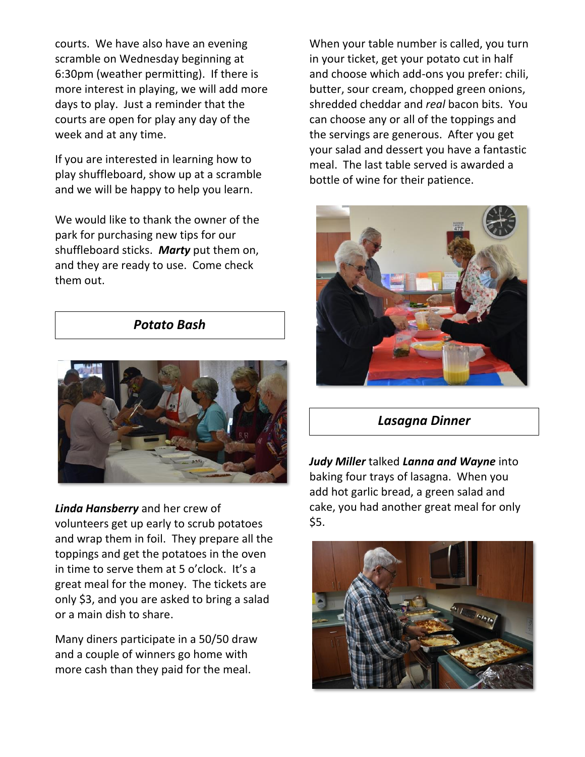courts. We have also have an evening scramble on Wednesday beginning at 6:30pm (weather permitting). If there is more interest in playing, we will add more days to play. Just a reminder that the courts are open for play any day of the week and at any time.

If you are interested in learning how to play shuffleboard, show up at a scramble and we will be happy to help you learn.

We would like to thank the owner of the park for purchasing new tips for our shuffleboard sticks. ***Marty*** put them on, and they are ready to use. Come check them out.

## *Potato Bash*

***Linda Hansberry*** and her crew of volunteers get up early to scrub potatoes and wrap them in foil. They prepare all the toppings and get the potatoes in the oven in time to serve them at 5 o'clock. It's a great meal for the money. The tickets are only $3, and you are asked to bring a salad or a main dish to share.

Many diners participate in a 50/50 draw and a couple of winners go home with more cash than they paid for the meal.

When your table number is called, you turn in your ticket, get your potato cut in half and choose which add-ons you prefer: chili, butter, sour cream, chopped green onions, shredded cheddar and *real* bacon bits. You can choose any or all of the toppings and the servings are generous. After you get your salad and dessert you have a fantastic meal. The last table served is awarded a bottle of wine for their patience.

## *Lasagna Dinner*

***Judy Miller*** talked ***Lanna and Wayne*** into baking four trays of lasagna. When you add hot garlic bread, a green salad and cake, you had another great meal for only $5.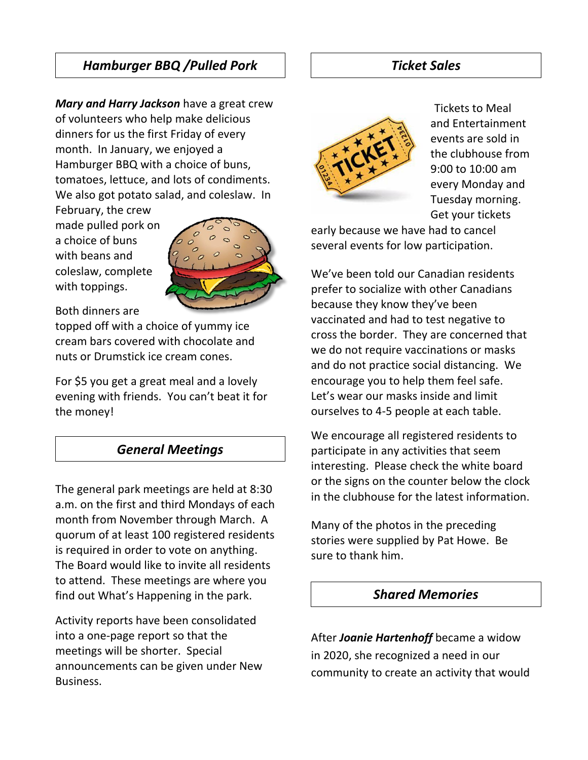## *Hamburger BBQ /Pulled Pork*

***Mary and Harry Jackson*** have a great crew of volunteers who help make delicious dinners for us the first Friday of every month. In January, we enjoyed a Hamburger BBQ with a choice of buns, tomatoes, lettuce, and lots of condiments. We also got potato salad, and coleslaw. In February, the crew made pulled pork on a choice of buns with beans and coleslaw, complete with toppings.

Both dinners are topped off with a choice of yummy ice cream bars covered with chocolate and nuts or Drumstick ice cream cones.

For $5 you get a great meal and a lovely evening with friends. You can't beat it for the money!

## *General Meetings*

The general park meetings are held at 8:30 a.m. on the first and third Mondays of each month from November through March. A quorum of at least 100 registered residents is required in order to vote on anything. The Board would like to invite all residents to attend. These meetings are where you find out What's Happening in the park.

Activity reports have been consolidated into a one-page report so that the meetings will be shorter. Special announcements can be given under New Business.

## *Ticket Sales*

Tickets to Meal and Entertainment events are sold in the clubhouse from 9:00 to 10:00 am every Monday and Tuesday morning. Get your tickets early because we have had to cancel several events for low participation.

We've been told our Canadian residents prefer to socialize with other Canadians because they know they've been vaccinated and had to test negative to cross the border. They are concerned that we do not require vaccinations or masks and do not practice social distancing. We encourage you to help them feel safe. Let's wear our masks inside and limit ourselves to 4-5 people at each table.

We encourage all registered residents to participate in any activities that seem interesting. Please check the white board or the signs on the counter below the clock in the clubhouse for the latest information.

Many of the photos in the preceding stories were supplied by Pat Howe. Be sure to thank him.

## *Shared Memories*

After ***Joanie Hartenhoff*** became a widow in 2020, she recognized a need in our community to create an activity that would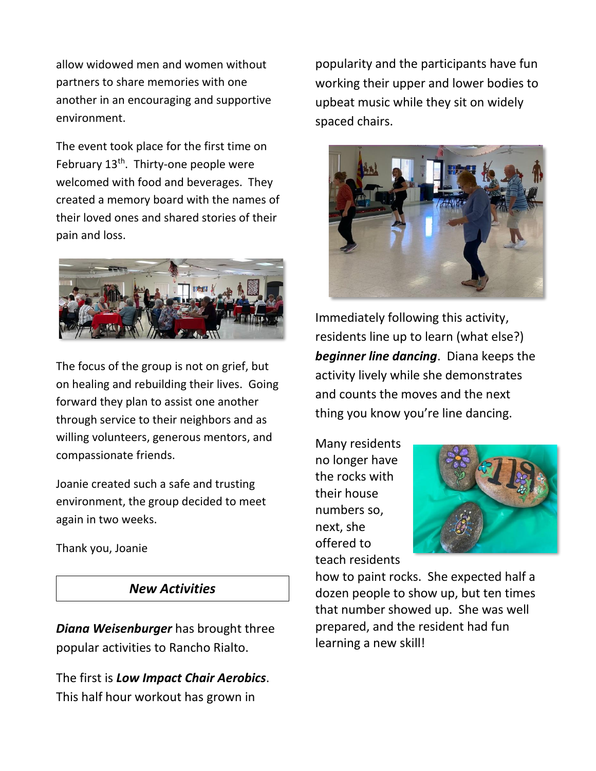allow widowed men and women without partners to share memories with one another in an encouraging and supportive environment.

The event took place for the first time on February 13th. Thirty-one people were welcomed with food and beverages. They created a memory board with the names of their loved ones and shared stories of their pain and loss.

The focus of the group is not on grief, but on healing and rebuilding their lives. Going forward they plan to assist one another through service to their neighbors and as willing volunteers, generous mentors, and compassionate friends.

Joanie created such a safe and trusting environment, the group decided to meet again in two weeks.

Thank you, Joanie

## *New Activities*

***Diana Weisenburger*** has brought three popular activities to Rancho Rialto.

The first is ***Low Impact Chair Aerobics***. This half hour workout has grown in popularity and the participants have fun working their upper and lower bodies to upbeat music while they sit on widely spaced chairs.

Immediately following this activity, residents line up to learn (what else?) ***beginner line dancing***. Diana keeps the activity lively while she demonstrates and counts the moves and the next thing you know you're line dancing.

Many residents no longer have the rocks with their house numbers so, next, she offered to teach residents how to paint rocks. She expected half a dozen people to show up, but ten times that number showed up. She was well prepared, and the resident had fun learning a new skill!